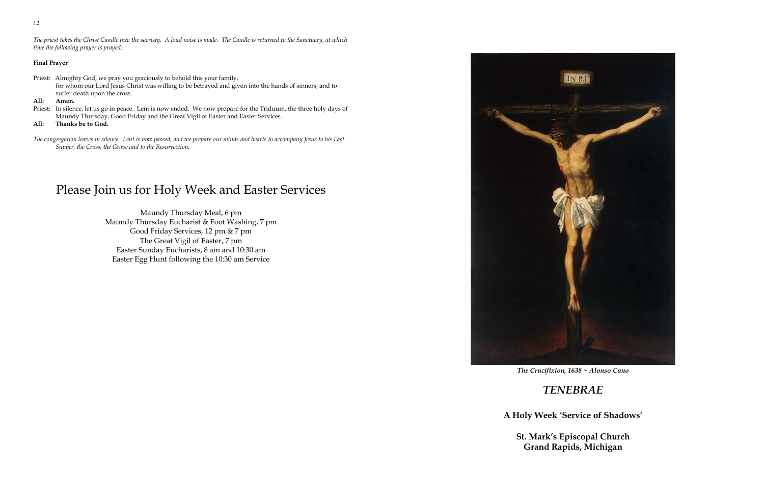*The priest takes the Christ Candle into the sacristy. A loud noise is made. The Candle is returned to the Sanctuary, at which time the following prayer is prayed:*

**Final Prayer**

Priest: Almighty God, we pray you graciously to behold this your family, for whom our Lord Jesus Christ was willing to be betrayed and given into the hands of sinners, and to suffer death upon the cross.

**All: Amen.**

Priest: In silence, let us go in peace. Lent is now ended. We now prepare for the Triduum, the three holy days of Maundy Thursday, Good Friday and the Great Vigil of Easter and Easter Services.

**All: Thanks be to God.**

*The congregation leaves in silence. Lent is now passed, and we prepare our minds and hearts to accompany Jesus to his Last Supper, the Cross, the Grave and to the Resurrection.*

# Please Join us for Holy Week and Easter Services

Maundy Thursday Meal, 6 pm
Maundy Thursday Eucharist & Foot Washing, 7 pm
Good Friday Services, 12 pm & 7 pm
The Great Vigil of Easter, 7 pm
Easter Sunday Eucharists, 8 am and 10:30 am
Easter Egg Hunt following the 10:30 am Service

***The Crucifixion, 1638 ~ Alonso Cano***

# *TENEBRAE*

**A Holy Week 'Service of Shadows'**

**St. Mark's Episcopal Church**
**Grand Rapids, Michigan**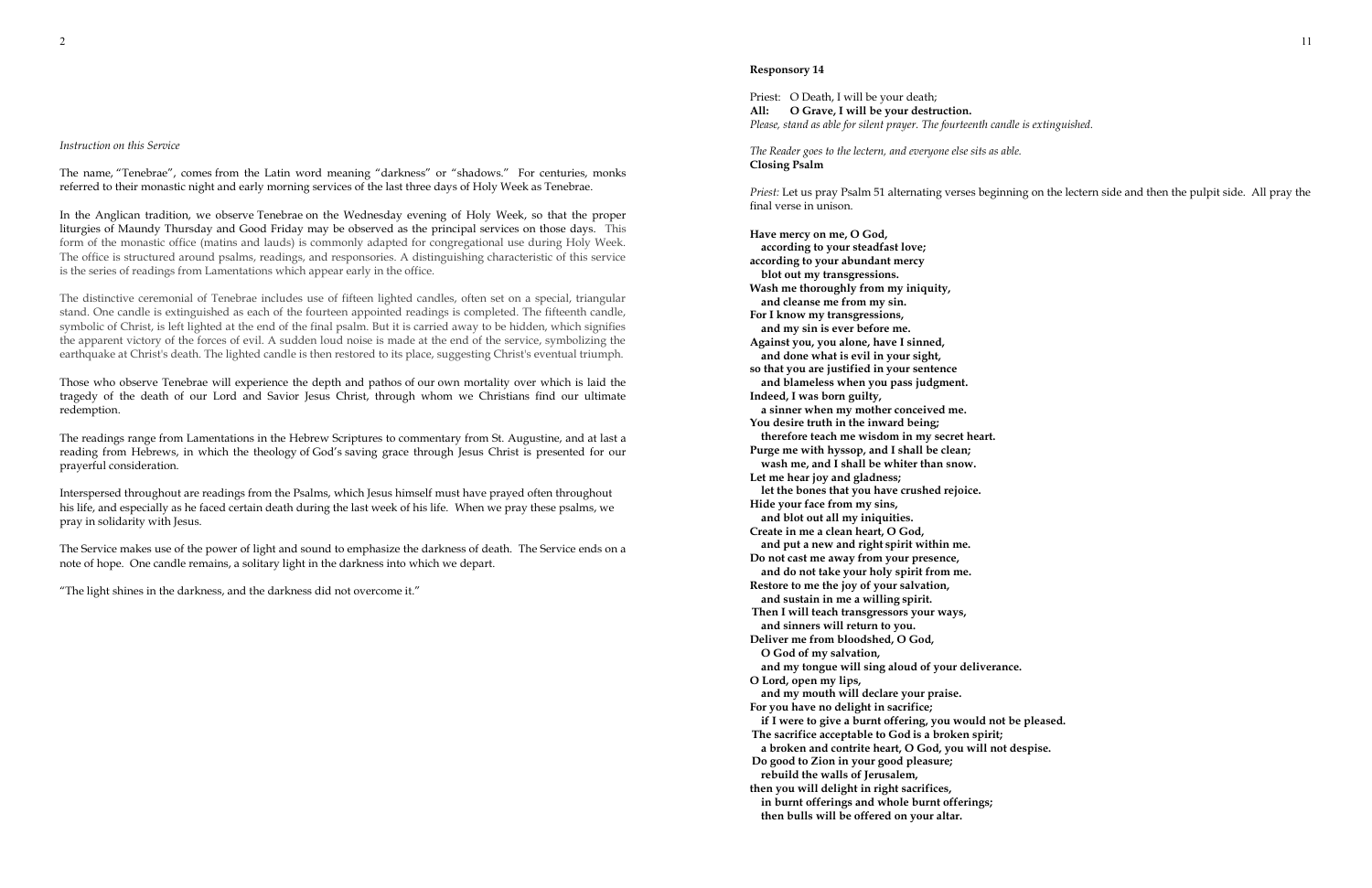*Instruction on this Service*

The name, "Tenebrae", comes from the Latin word meaning "darkness" or "shadows." For centuries, monks referred to their monastic night and early morning services of the last three days of Holy Week as Tenebrae.

In the Anglican tradition, we observe Tenebrae on the Wednesday evening of Holy Week, so that the proper liturgies of Maundy Thursday and Good Friday may be observed as the principal services on those days. This form of the monastic office (matins and lauds) is commonly adapted for congregational use during Holy Week. The office is structured around psalms, readings, and responsories. A distinguishing characteristic of this service is the series of readings from Lamentations which appear early in the office.

The distinctive ceremonial of Tenebrae includes use of fifteen lighted candles, often set on a special, triangular stand. One candle is extinguished as each of the fourteen appointed readings is completed. The fifteenth candle, symbolic of Christ, is left lighted at the end of the final psalm. But it is carried away to be hidden, which signifies the apparent victory of the forces of evil. A sudden loud noise is made at the end of the service, symbolizing the earthquake at Christ's death. The lighted candle is then restored to its place, suggesting Christ's eventual triumph.

Those who observe Tenebrae will experience the depth and pathos of our own mortality over which is laid the tragedy of the death of our Lord and Savior Jesus Christ, through whom we Christians find our ultimate redemption.

The readings range from Lamentations in the Hebrew Scriptures to commentary from St. Augustine, and at last a reading from Hebrews, in which the theology of God's saving grace through Jesus Christ is presented for our prayerful consideration.

Interspersed throughout are readings from the Psalms, which Jesus himself must have prayed often throughout his life, and especially as he faced certain death during the last week of his life. When we pray these psalms, we pray in solidarity with Jesus.

The Service makes use of the power of light and sound to emphasize the darkness of death. The Service ends on a note of hope. One candle remains, a solitary light in the darkness into which we depart.

"The light shines in the darkness, and the darkness did not overcome it."

**Responsory 14**

Priest: O Death, I will be your death;
**All: O Grave, I will be your destruction.**
*Please, stand as able for silent prayer. The fourteenth candle is extinguished.*

*The Reader goes to the lectern, and everyone else sits as able.*
**Closing Psalm**

*Priest:* Let us pray Psalm 51 alternating verses beginning on the lectern side and then the pulpit side. All pray the final verse in unison.

**Have mercy on me, O God,**
**according to your steadfast love;**
**according to your abundant mercy**
**blot out my transgressions.**
**Wash me thoroughly from my iniquity,**
**and cleanse me from my sin.**
**For I know my transgressions,**
**and my sin is ever before me.**
**Against you, you alone, have I sinned,**
**and done what is evil in your sight,**
**so that you are justified in your sentence**
**and blameless when you pass judgment.**
**Indeed, I was born guilty,**
**a sinner when my mother conceived me.**
**You desire truth in the inward being;**
**therefore teach me wisdom in my secret heart.**
**Purge me with hyssop, and I shall be clean;**
**wash me, and I shall be whiter than snow.**
**Let me hear joy and gladness;**
**let the bones that you have crushed rejoice.**
**Hide your face from my sins,**
**and blot out all my iniquities.**
**Create in me a clean heart, O God,**
**and put a new and right spirit within me.**
**Do not cast me away from your presence,**
**and do not take your holy spirit from me.**
**Restore to me the joy of your salvation,**
**and sustain in me a willing spirit.**
**Then I will teach transgressors your ways,**
**and sinners will return to you.**
**Deliver me from bloodshed, O God,**
**O God of my salvation,**
**and my tongue will sing aloud of your deliverance.**
**O Lord, open my lips,**
**and my mouth will declare your praise.**
**For you have no delight in sacrifice;**
**if I were to give a burnt offering, you would not be pleased.**
**The sacrifice acceptable to God is a broken spirit;**
**a broken and contrite heart, O God, you will not despise.**
**Do good to Zion in your good pleasure;**
**rebuild the walls of Jerusalem,**
**then you will delight in right sacrifices,**
**in burnt offerings and whole burnt offerings;**
**then bulls will be offered on your altar.**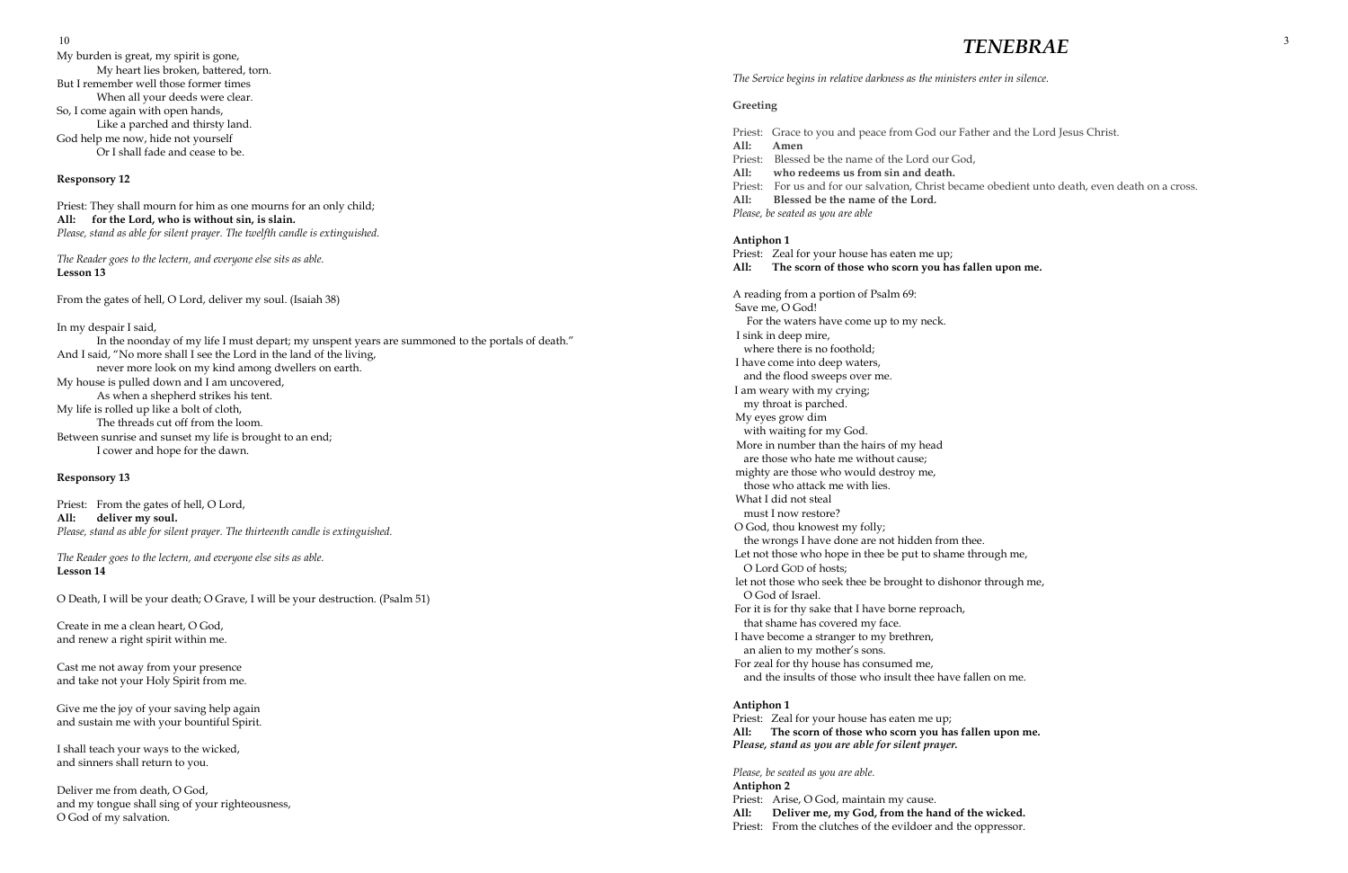My burden is great, my spirit is gone,
 My heart lies broken, battered, torn.
But I remember well those former times
 When all your deeds were clear.
So, I come again with open hands,
 Like a parched and thirsty land.
God help me now, hide not yourself
 Or I shall fade and cease to be.

**Responsory 12**

Priest: They shall mourn for him as one mourns for an only child;
**All: for the Lord, who is without sin, is slain.**
*Please, stand as able for silent prayer. The twelfth candle is extinguished.*

*The Reader goes to the lectern, and everyone else sits as able.*
**Lesson 13**

From the gates of hell, O Lord, deliver my soul. (Isaiah 38)

In my despair I said,
 In the noonday of my life I must depart; my unspent years are summoned to the portals of death."
And I said, "No more shall I see the Lord in the land of the living,
 never more look on my kind among dwellers on earth.
My house is pulled down and I am uncovered,
 As when a shepherd strikes his tent.
My life is rolled up like a bolt of cloth,
 The threads cut off from the loom.
Between sunrise and sunset my life is brought to an end;
 I cower and hope for the dawn.

**Responsory 13**

Priest: From the gates of hell, O Lord,
**All: deliver my soul.**
*Please, stand as able for silent prayer. The thirteenth candle is extinguished.*

*The Reader goes to the lectern, and everyone else sits as able.*
**Lesson 14**

O Death, I will be your death; O Grave, I will be your destruction. (Psalm 51)

Create in me a clean heart, O God,
and renew a right spirit within me.

Cast me not away from your presence
and take not your Holy Spirit from me.

Give me the joy of your saving help again
and sustain me with your bountiful Spirit.

I shall teach your ways to the wicked,
and sinners shall return to you.

Deliver me from death, O God,
and my tongue shall sing of your righteousness,
O God of my salvation.

# TENEBRAE

*The Service begins in relative darkness as the ministers enter in silence.*

**Greeting**

Priest: Grace to you and peace from God our Father and the Lord Jesus Christ.
**All: Amen**
Priest: Blessed be the name of the Lord our God,
**All: who redeems us from sin and death.**
Priest: For us and for our salvation, Christ became obedient unto death, even death on a cross.
**All: Blessed be the name of the Lord.**
*Please, be seated as you are able*

**Antiphon 1**
Priest: Zeal for your house has eaten me up;
**All: The scorn of those who scorn you has fallen upon me.**

A reading from a portion of Psalm 69:
Save me, O God!
 For the waters have come up to my neck.
I sink in deep mire,
 where there is no foothold;
I have come into deep waters,
 and the flood sweeps over me.
I am weary with my crying;
 my throat is parched.
My eyes grow dim
 with waiting for my God.
More in number than the hairs of my head
 are those who hate me without cause;
mighty are those who would destroy me,
 those who attack me with lies.
What I did not steal
 must I now restore?
O God, thou knowest my folly;
 the wrongs I have done are not hidden from thee.
Let not those who hope in thee be put to shame through me,
 O Lord GOD of hosts;
let not those who seek thee be brought to dishonor through me,
 O God of Israel.
For it is for thy sake that I have borne reproach,
 that shame has covered my face.
I have become a stranger to my brethren,
 an alien to my mother's sons.
For zeal for thy house has consumed me,
 and the insults of those who insult thee have fallen on me.

**Antiphon 1**
Priest: Zeal for your house has eaten me up;
**All: The scorn of those who scorn you has fallen upon me.**
***Please, stand as you are able for silent prayer.***

*Please, be seated as you are able.*
**Antiphon 2**
Priest: Arise, O God, maintain my cause.
**All: Deliver me, my God, from the hand of the wicked.**
Priest: From the clutches of the evildoer and the oppressor.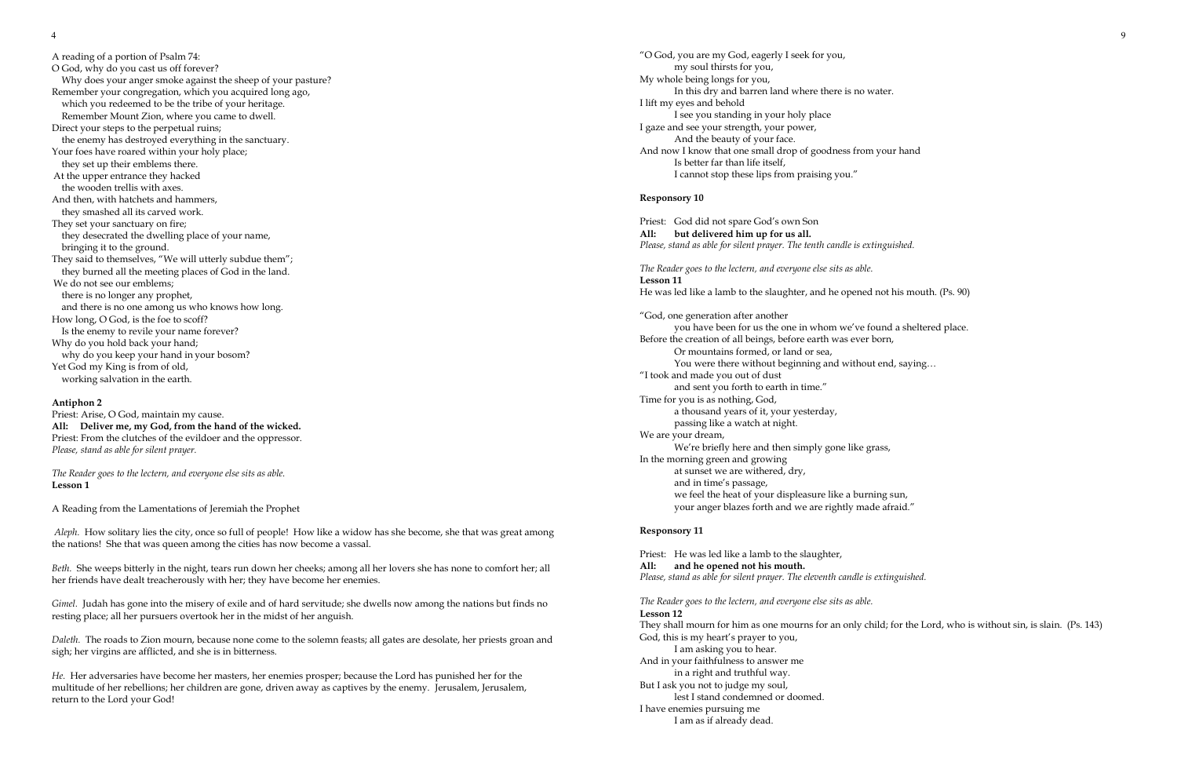A reading of a portion of Psalm 74:
O God, why do you cast us off forever?
Why does your anger smoke against the sheep of your pasture?
Remember your congregation, which you acquired long ago,
which you redeemed to be the tribe of your heritage.
Remember Mount Zion, where you came to dwell.
Direct your steps to the perpetual ruins;
the enemy has destroyed everything in the sanctuary.
Your foes have roared within your holy place;
they set up their emblems there.
At the upper entrance they hacked
the wooden trellis with axes.
And then, with hatchets and hammers,
they smashed all its carved work.
They set your sanctuary on fire;
they desecrated the dwelling place of your name,
bringing it to the ground.
They said to themselves, "We will utterly subdue them";
they burned all the meeting places of God in the land.
We do not see our emblems;
there is no longer any prophet,
and there is no one among us who knows how long.
How long, O God, is the foe to scoff?
Is the enemy to revile your name forever?
Why do you hold back your hand;
why do you keep your hand in your bosom?
Yet God my King is from of old,
working salvation in the earth.

**Antiphon 2**

Priest: Arise, O God, maintain my cause.
**All: Deliver me, my God, from the hand of the wicked.**
Priest: From the clutches of the evildoer and the oppressor.
*Please, stand as able for silent prayer.*

*The Reader goes to the lectern, and everyone else sits as able.*
**Lesson 1**

A Reading from the Lamentations of Jeremiah the Prophet

*Aleph.* How solitary lies the city, once so full of people! How like a widow has she become, she that was great among the nations! She that was queen among the cities has now become a vassal.

*Beth.* She weeps bitterly in the night, tears run down her cheeks; among all her lovers she has none to comfort her; all her friends have dealt treacherously with her; they have become her enemies.

*Gimel.* Judah has gone into the misery of exile and of hard servitude; she dwells now among the nations but finds no resting place; all her pursuers overtook her in the midst of her anguish.

*Daleth.* The roads to Zion mourn, because none come to the solemn feasts; all gates are desolate, her priests groan and sigh; her virgins are afflicted, and she is in bitterness.

*He.* Her adversaries have become her masters, her enemies prosper; because the Lord has punished her for the multitude of her rebellions; her children are gone, driven away as captives by the enemy. Jerusalem, Jerusalem, return to the Lord your God!

"O God, you are my God, eagerly I seek for you,
my soul thirsts for you,
My whole being longs for you,
In this dry and barren land where there is no water.
I lift my eyes and behold
I see you standing in your holy place
I gaze and see your strength, your power,
And the beauty of your face.
And now I know that one small drop of goodness from your hand
Is better far than life itself,
I cannot stop these lips from praising you."

**Responsory 10**

Priest: God did not spare God's own Son
**All: but delivered him up for us all.**
*Please, stand as able for silent prayer. The tenth candle is extinguished.*

*The Reader goes to the lectern, and everyone else sits as able.*
**Lesson 11**
He was led like a lamb to the slaughter, and he opened not his mouth. (Ps. 90)

"God, one generation after another
you have been for us the one in whom we've found a sheltered place.
Before the creation of all beings, before earth was ever born,
Or mountains formed, or land or sea,
You were there without beginning and without end, saying…
"I took and made you out of dust
and sent you forth to earth in time."
Time for you is as nothing, God,
a thousand years of it, your yesterday,
passing like a watch at night.
We are your dream,
We're briefly here and then simply gone like grass,
In the morning green and growing
at sunset we are withered, dry,
and in time's passage,
we feel the heat of your displeasure like a burning sun,
your anger blazes forth and we are rightly made afraid."

**Responsory 11**

Priest: He was led like a lamb to the slaughter,
**All: and he opened not his mouth.**
*Please, stand as able for silent prayer. The eleventh candle is extinguished.*

*The Reader goes to the lectern, and everyone else sits as able.*
**Lesson 12**
They shall mourn for him as one mourns for an only child; for the Lord, who is without sin, is slain. (Ps. 143)
God, this is my heart's prayer to you,
I am asking you to hear.
And in your faithfulness to answer me
in a right and truthful way.
But I ask you not to judge my soul,
lest I stand condemned or doomed.
I have enemies pursuing me
I am as if already dead.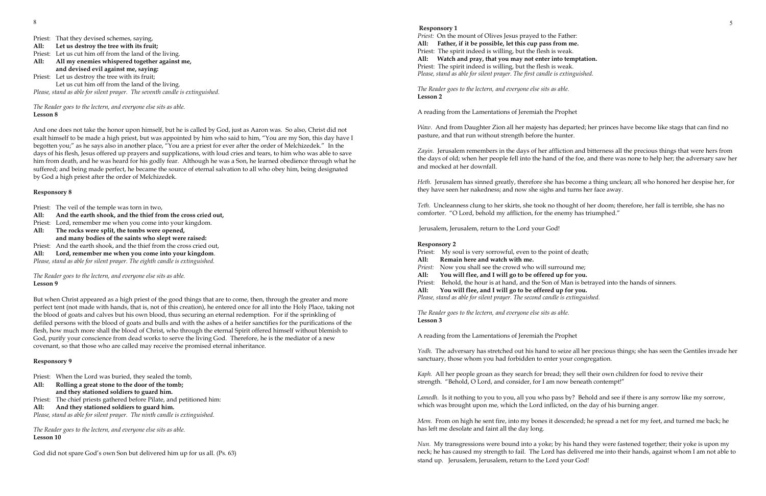Priest: That they devised schemes, saying,
**All: Let us destroy the tree with its fruit;**
Priest: Let us cut him off from the land of the living.
**All: All my enemies whispered together against me,**
**and devised evil against me, saying:**
Priest: Let us destroy the tree with its fruit;
Let us cut him off from the land of the living.
*Please, stand as able for silent prayer. The seventh candle is extinguished.*

*The Reader goes to the lectern, and everyone else sits as able.*
**Lesson 8**

And one does not take the honor upon himself, but he is called by God, just as Aaron was. So also, Christ did not exalt himself to be made a high priest, but was appointed by him who said to him, "You are my Son, this day have I begotten you;" as he says also in another place, "You are a priest for ever after the order of Melchizedek." In the days of his flesh, Jesus offered up prayers and supplications, with loud cries and tears, to him who was able to save him from death, and he was heard for his godly fear. Although he was a Son, he learned obedience through what he suffered; and being made perfect, he became the source of eternal salvation to all who obey him, being designated by God a high priest after the order of Melchizedek.

**Responsory 8**

Priest: The veil of the temple was torn in two,
**All: And the earth shook, and the thief from the cross cried out,**
Priest: Lord, remember me when you come into your kingdom.
**All: The rocks were split, the tombs were opened,**
**and many bodies of the saints who slept were raised:**
Priest: And the earth shook, and the thief from the cross cried out,
**All: Lord, remember me when you come into your kingdom.**
*Please, stand as able for silent prayer. The eighth candle is extinguished.*

*The Reader goes to the lectern, and everyone else sits as able.*
**Lesson 9**

But when Christ appeared as a high priest of the good things that are to come, then, through the greater and more perfect tent (not made with hands, that is, not of this creation), he entered once for all into the Holy Place, taking not the blood of goats and calves but his own blood, thus securing an eternal redemption. For if the sprinkling of defiled persons with the blood of goats and bulls and with the ashes of a heifer sanctifies for the purifications of the flesh, how much more shall the blood of Christ, who through the eternal Spirit offered himself without blemish to God, purify your conscience from dead works to serve the living God. Therefore, he is the mediator of a new covenant, so that those who are called may receive the promised eternal inheritance.

**Responsory 9**

Priest: When the Lord was buried, they sealed the tomb,
**All: Rolling a great stone to the door of the tomb;**
**and they stationed soldiers to guard him.**
Priest: The chief priests gathered before Pilate, and petitioned him:
**All: And they stationed soldiers to guard him.**
*Please, stand as able for silent prayer. The ninth candle is extinguished.*

*The Reader goes to the lectern, and everyone else sits as able.*
**Lesson 10**

God did not spare God's own Son but delivered him up for us all. (Ps. 63)

**Responsory 1**
*Priest:* On the mount of Olives Jesus prayed to the Father:
**All: Father, if it be possible, let this cup pass from me.**
Priest: The spirit indeed is willing, but the flesh is weak.
**All: Watch and pray, that you may not enter into temptation.**
Priest: The spirit indeed is willing, but the flesh is weak.
*Please, stand as able for silent prayer. The first candle is extinguished.*

*The Reader goes to the lectern, and everyone else sits as able.*
**Lesson 2**

A reading from the Lamentations of Jeremiah the Prophet

*Waw.* And from Daughter Zion all her majesty has departed; her princes have become like stags that can find no pasture, and that run without strength before the hunter.

*Zayin.* Jerusalem remembers in the days of her affliction and bitterness all the precious things that were hers from the days of old; when her people fell into the hand of the foe, and there was none to help her; the adversary saw her and mocked at her downfall.

*Heth.* Jerusalem has sinned greatly, therefore she has become a thing unclean; all who honored her despise her, for they have seen her nakedness; and now she sighs and turns her face away.

*Teth.* Uncleanness clung to her skirts, she took no thought of her doom; therefore, her fall is terrible, she has no comforter. "O Lord, behold my affliction, for the enemy has triumphed."

Jerusalem, Jerusalem, return to the Lord your God!

**Responsory 2**
Priest: My soul is very sorrowful, even to the point of death;
**All: Remain here and watch with me.**
*Priest:* Now you shall see the crowd who will surround me;
**All: You will flee, and I will go to be offered up for you.**
Priest: Behold, the hour is at hand, and the Son of Man is betrayed into the hands of sinners.
**All: You will flee, and I will go to be offered up for you.**
*Please, stand as able for silent prayer. The second candle is extinguished.*

*The Reader goes to the lectern, and everyone else sits as able.*
**Lesson 3**

A reading from the Lamentations of Jeremiah the Prophet

*Yodh.* The adversary has stretched out his hand to seize all her precious things; she has seen the Gentiles invade her sanctuary, those whom you had forbidden to enter your congregation.

*Kaph.* All her people groan as they search for bread; they sell their own children for food to revive their strength. "Behold, O Lord, and consider, for I am now beneath contempt!"

*Lamedh.* Is it nothing to you to you, all you who pass by? Behold and see if there is any sorrow like my sorrow, which was brought upon me, which the Lord inflicted, on the day of his burning anger.

*Mem.* From on high he sent fire, into my bones it descended; he spread a net for my feet, and turned me back; he has left me desolate and faint all the day long.

*Nun.* My transgressions were bound into a yoke; by his hand they were fastened together; their yoke is upon my neck; he has caused my strength to fail. The Lord has delivered me into their hands, against whom I am not able to stand up. Jerusalem, Jerusalem, return to the Lord your God!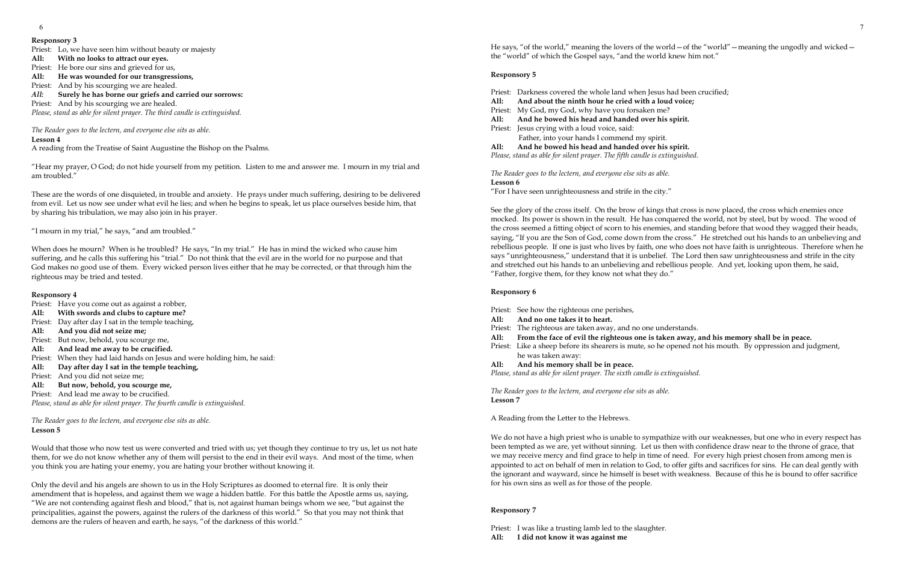**Responsory 3**

Priest: Lo, we have seen him without beauty or majesty
**All: With no looks to attract our eyes.**
Priest: He bore our sins and grieved for us,
**All: He was wounded for our transgressions,**
Priest: And by his scourging we are healed.
*All:* **Surely he has borne our griefs and carried our sorrows:**
Priest: And by his scourging we are healed.
*Please, stand as able for silent prayer. The third candle is extinguished.*

*The Reader goes to the lectern, and everyone else sits as able.*

**Lesson 4**

A reading from the Treatise of Saint Augustine the Bishop on the Psalms.

"Hear my prayer, O God; do not hide yourself from my petition. Listen to me and answer me. I mourn in my trial and am troubled."

These are the words of one disquieted, in trouble and anxiety. He prays under much suffering, desiring to be delivered from evil. Let us now see under what evil he lies; and when he begins to speak, let us place ourselves beside him, that by sharing his tribulation, we may also join in his prayer.

"I mourn in my trial," he says, "and am troubled."

When does he mourn? When is he troubled? He says, "In my trial." He has in mind the wicked who cause him suffering, and he calls this suffering his "trial." Do not think that the evil are in the world for no purpose and that God makes no good use of them. Every wicked person lives either that he may be corrected, or that through him the righteous may be tried and tested.

**Responsory 4**

Priest: Have you come out as against a robber,
**All: With swords and clubs to capture me?**
Priest: Day after day I sat in the temple teaching,
**All: And you did not seize me;**
Priest: But now, behold, you scourge me,
**All: And lead me away to be crucified.**
Priest: When they had laid hands on Jesus and were holding him, he said:
**All: Day after day I sat in the temple teaching,**
Priest: And you did not seize me;
**All: But now, behold, you scourge me,**
Priest: And lead me away to be crucified.
*Please, stand as able for silent prayer. The fourth candle is extinguished.*

*The Reader goes to the lectern, and everyone else sits as able.*

**Lesson 5**

Would that those who now test us were converted and tried with us; yet though they continue to try us, let us not hate them, for we do not know whether any of them will persist to the end in their evil ways. And most of the time, when you think you are hating your enemy, you are hating your brother without knowing it.

Only the devil and his angels are shown to us in the Holy Scriptures as doomed to eternal fire. It is only their amendment that is hopeless, and against them we wage a hidden battle. For this battle the Apostle arms us, saying, "We are not contending against flesh and blood," that is, not against human beings whom we see, "but against the principalities, against the powers, against the rulers of the darkness of this world." So that you may not think that demons are the rulers of heaven and earth, he says, "of the darkness of this world."

He says, "of the world," meaning the lovers of the world—of the "world"—meaning the ungodly and wicked—the "world" of which the Gospel says, "and the world knew him not."

**Responsory 5**

Priest: Darkness covered the whole land when Jesus had been crucified;
**All: And about the ninth hour he cried with a loud voice;**
Priest: My God, my God, why have you forsaken me?
**All: And he bowed his head and handed over his spirit.**
Priest: Jesus crying with a loud voice, said:
Father, into your hands I commend my spirit.
**All: And he bowed his head and handed over his spirit.**
*Please, stand as able for silent prayer. The fifth candle is extinguished.*

*The Reader goes to the lectern, and everyone else sits as able.*

**Lesson 6**

"For I have seen unrighteousness and strife in the city."

See the glory of the cross itself. On the brow of kings that cross is now placed, the cross which enemies once mocked. Its power is shown in the result. He has conquered the world, not by steel, but by wood. The wood of the cross seemed a fitting object of scorn to his enemies, and standing before that wood they wagged their heads, saying, "If you are the Son of God, come down from the cross." He stretched out his hands to an unbelieving and rebellious people. If one is just who lives by faith, one who does not have faith is unrighteous. Therefore when he says "unrighteousness," understand that it is unbelief. The Lord then saw unrighteousness and strife in the city and stretched out his hands to an unbelieving and rebellious people. And yet, looking upon them, he said, "Father, forgive them, for they know not what they do."

**Responsory 6**

Priest: See how the righteous one perishes,
**All: And no one takes it to heart.**
Priest: The righteous are taken away, and no one understands.
**All: From the face of evil the righteous one is taken away, and his memory shall be in peace.**
Priest: Like a sheep before its shearers is mute, so he opened not his mouth. By oppression and judgment, he was taken away:
**All: And his memory shall be in peace.**
*Please, stand as able for silent prayer. The sixth candle is extinguished.*

*The Reader goes to the lectern, and everyone else sits as able.*

**Lesson 7**

A Reading from the Letter to the Hebrews.

We do not have a high priest who is unable to sympathize with our weaknesses, but one who in every respect has been tempted as we are, yet without sinning. Let us then with confidence draw near to the throne of grace, that we may receive mercy and find grace to help in time of need. For every high priest chosen from among men is appointed to act on behalf of men in relation to God, to offer gifts and sacrifices for sins. He can deal gently with the ignorant and wayward, since he himself is beset with weakness. Because of this he is bound to offer sacrifice for his own sins as well as for those of the people.

**Responsory 7**

Priest: I was like a trusting lamb led to the slaughter.
**All: I did not know it was against me**